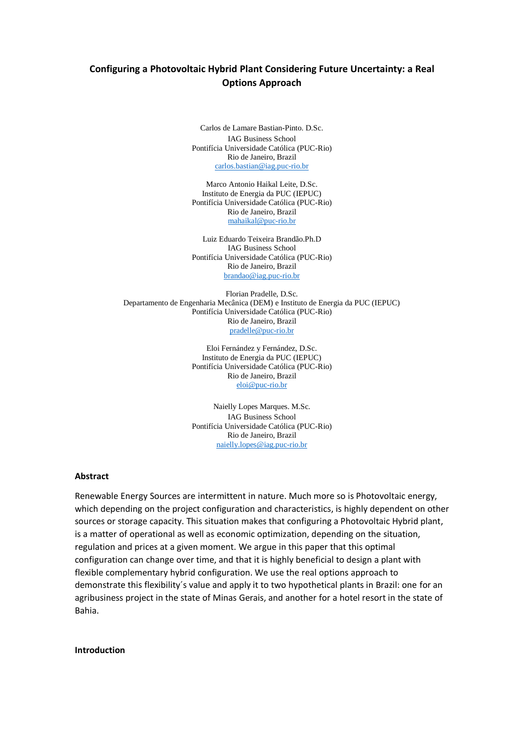# Configuring a Photovoltaic Hybrid Plant Considering Future Uncertainty: a Real Options Approach

Carlos de Lamare Bastian-Pinto. D.Sc.
IAG Business School
Pontifícia Universidade Católica (PUC-Rio)
Rio de Janeiro, Brazil
carlos.bastian@iag.puc-rio.br

Marco Antonio Haikal Leite, D.Sc.
Instituto de Energia da PUC (IEPUC)
Pontifícia Universidade Católica (PUC-Rio)
Rio de Janeiro, Brazil
mahaikal@puc-rio.br

Luiz Eduardo Teixeira Brandão.Ph.D
IAG Business School
Pontifícia Universidade Católica (PUC-Rio)
Rio de Janeiro, Brazil
brandao@iag.puc-rio.br

Florian Pradelle, D.Sc.
Departamento de Engenharia Mecânica (DEM) e Instituto de Energia da PUC (IEPUC)
Pontifícia Universidade Católica (PUC-Rio)
Rio de Janeiro, Brazil
pradelle@puc-rio.br

Eloi Fernández y Fernández, D.Sc.
Instituto de Energia da PUC (IEPUC)
Pontifícia Universidade Católica (PUC-Rio)
Rio de Janeiro, Brazil
eloi@puc-rio.br

Naielly Lopes Marques. M.Sc.
IAG Business School
Pontifícia Universidade Católica (PUC-Rio)
Rio de Janeiro, Brazil
naielly.lopes@iag.puc-rio.br

## Abstract

Renewable Energy Sources are intermittent in nature. Much more so is Photovoltaic energy, which depending on the project configuration and characteristics, is highly dependent on other sources or storage capacity. This situation makes that configuring a Photovoltaic Hybrid plant, is a matter of operational as well as economic optimization, depending on the situation, regulation and prices at a given moment. We argue in this paper that this optimal configuration can change over time, and that it is highly beneficial to design a plant with flexible complementary hybrid configuration. We use the real options approach to demonstrate this flexibility´s value and apply it to two hypothetical plants in Brazil: one for an agribusiness project in the state of Minas Gerais, and another for a hotel resort in the state of Bahia.

## Introduction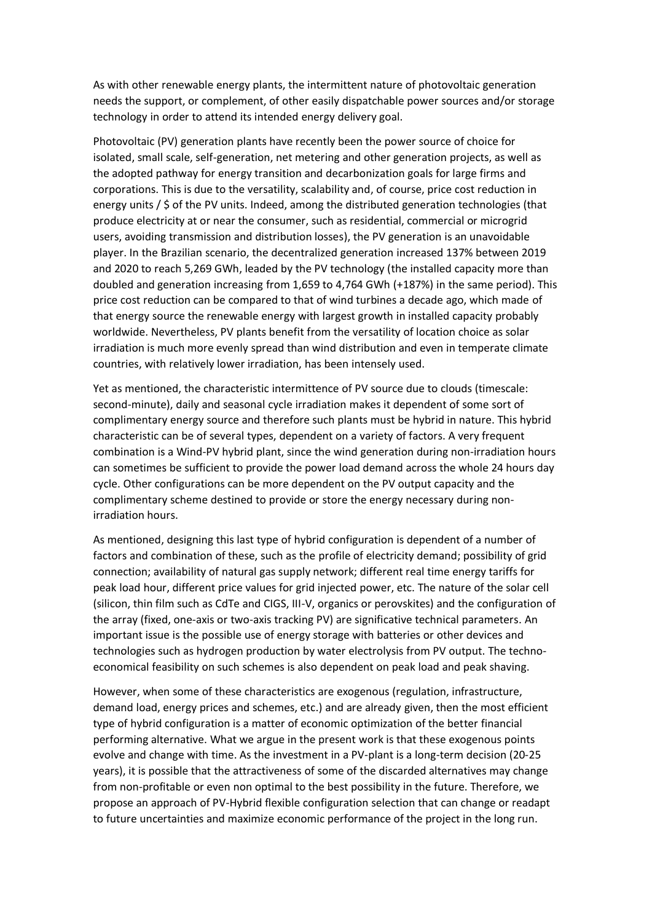As with other renewable energy plants, the intermittent nature of photovoltaic generation needs the support, or complement, of other easily dispatchable power sources and/or storage technology in order to attend its intended energy delivery goal.

Photovoltaic (PV) generation plants have recently been the power source of choice for isolated, small scale, self-generation, net metering and other generation projects, as well as the adopted pathway for energy transition and decarbonization goals for large firms and corporations. This is due to the versatility, scalability and, of course, price cost reduction in energy units / $ of the PV units. Indeed, among the distributed generation technologies (that produce electricity at or near the consumer, such as residential, commercial or microgrid users, avoiding transmission and distribution losses), the PV generation is an unavoidable player. In the Brazilian scenario, the decentralized generation increased 137% between 2019 and 2020 to reach 5,269 GWh, leaded by the PV technology (the installed capacity more than doubled and generation increasing from 1,659 to 4,764 GWh (+187%) in the same period). This price cost reduction can be compared to that of wind turbines a decade ago, which made of that energy source the renewable energy with largest growth in installed capacity probably worldwide. Nevertheless, PV plants benefit from the versatility of location choice as solar irradiation is much more evenly spread than wind distribution and even in temperate climate countries, with relatively lower irradiation, has been intensely used.

Yet as mentioned, the characteristic intermittence of PV source due to clouds (timescale: second-minute), daily and seasonal cycle irradiation makes it dependent of some sort of complimentary energy source and therefore such plants must be hybrid in nature. This hybrid characteristic can be of several types, dependent on a variety of factors. A very frequent combination is a Wind-PV hybrid plant, since the wind generation during non-irradiation hours can sometimes be sufficient to provide the power load demand across the whole 24 hours day cycle. Other configurations can be more dependent on the PV output capacity and the complimentary scheme destined to provide or store the energy necessary during non-irradiation hours.

As mentioned, designing this last type of hybrid configuration is dependent of a number of factors and combination of these, such as the profile of electricity demand; possibility of grid connection; availability of natural gas supply network; different real time energy tariffs for peak load hour, different price values for grid injected power, etc. The nature of the solar cell (silicon, thin film such as CdTe and CIGS, III-V, organics or perovskites) and the configuration of the array (fixed, one-axis or two-axis tracking PV) are significative technical parameters. An important issue is the possible use of energy storage with batteries or other devices and technologies such as hydrogen production by water electrolysis from PV output. The techno-economical feasibility on such schemes is also dependent on peak load and peak shaving.

However, when some of these characteristics are exogenous (regulation, infrastructure, demand load, energy prices and schemes, etc.) and are already given, then the most efficient type of hybrid configuration is a matter of economic optimization of the better financial performing alternative. What we argue in the present work is that these exogenous points evolve and change with time. As the investment in a PV-plant is a long-term decision (20-25 years), it is possible that the attractiveness of some of the discarded alternatives may change from non-profitable or even non optimal to the best possibility in the future. Therefore, we propose an approach of PV-Hybrid flexible configuration selection that can change or readapt to future uncertainties and maximize economic performance of the project in the long run.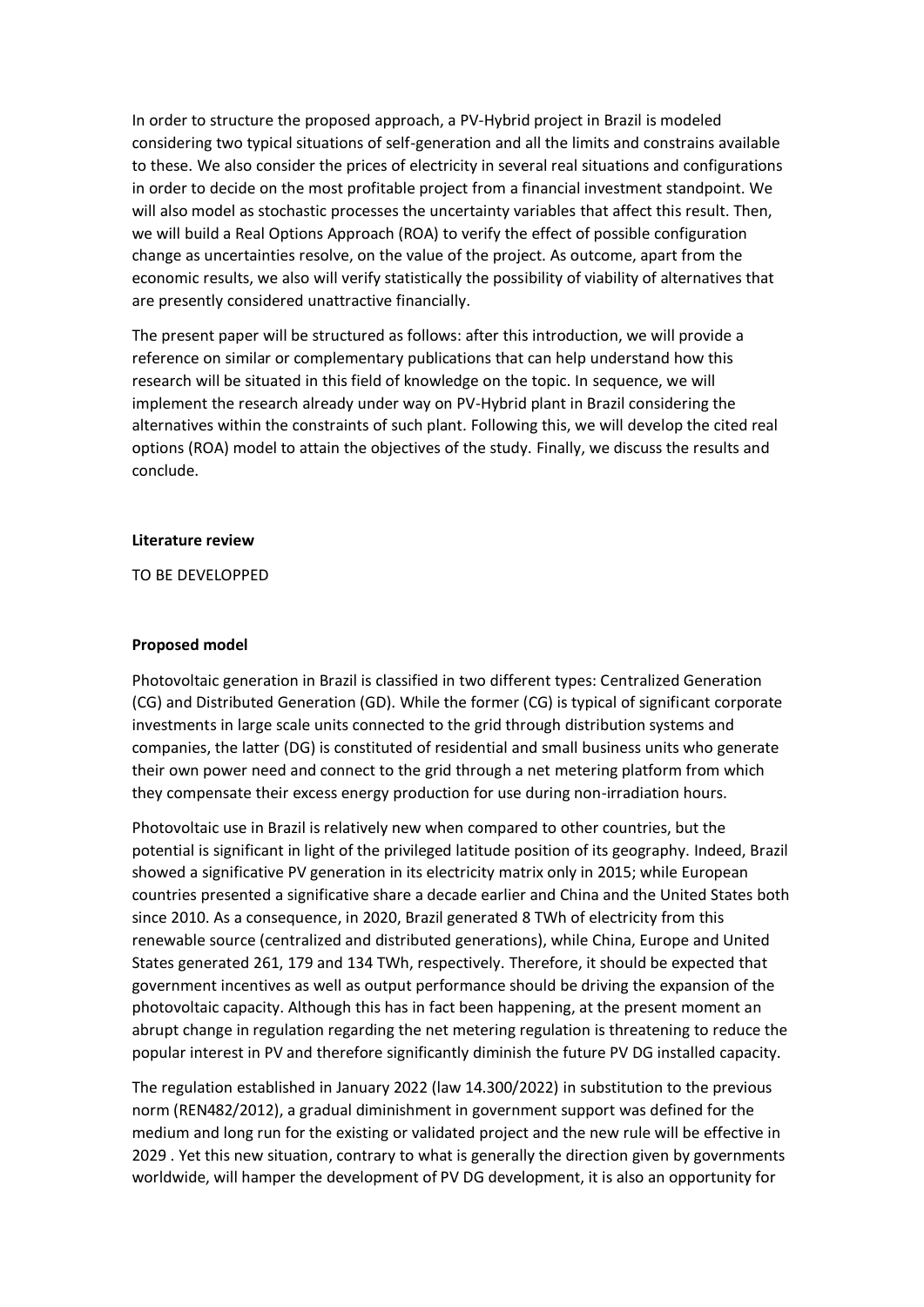In order to structure the proposed approach, a PV-Hybrid project in Brazil is modeled considering two typical situations of self-generation and all the limits and constrains available to these. We also consider the prices of electricity in several real situations and configurations in order to decide on the most profitable project from a financial investment standpoint. We will also model as stochastic processes the uncertainty variables that affect this result. Then, we will build a Real Options Approach (ROA) to verify the effect of possible configuration change as uncertainties resolve, on the value of the project. As outcome, apart from the economic results, we also will verify statistically the possibility of viability of alternatives that are presently considered unattractive financially.

The present paper will be structured as follows: after this introduction, we will provide a reference on similar or complementary publications that can help understand how this research will be situated in this field of knowledge on the topic. In sequence, we will implement the research already under way on PV-Hybrid plant in Brazil considering the alternatives within the constraints of such plant. Following this, we will develop the cited real options (ROA) model to attain the objectives of the study. Finally, we discuss the results and conclude.

**Literature review**

TO BE DEVELOPPED

**Proposed model**

Photovoltaic generation in Brazil is classified in two different types: Centralized Generation (CG) and Distributed Generation (GD). While the former (CG) is typical of significant corporate investments in large scale units connected to the grid through distribution systems and companies, the latter (DG) is constituted of residential and small business units who generate their own power need and connect to the grid through a net metering platform from which they compensate their excess energy production for use during non-irradiation hours.

Photovoltaic use in Brazil is relatively new when compared to other countries, but the potential is significant in light of the privileged latitude position of its geography. Indeed, Brazil showed a significative PV generation in its electricity matrix only in 2015; while European countries presented a significative share a decade earlier and China and the United States both since 2010. As a consequence, in 2020, Brazil generated 8 TWh of electricity from this renewable source (centralized and distributed generations), while China, Europe and United States generated 261, 179 and 134 TWh, respectively. Therefore, it should be expected that government incentives as well as output performance should be driving the expansion of the photovoltaic capacity. Although this has in fact been happening, at the present moment an abrupt change in regulation regarding the net metering regulation is threatening to reduce the popular interest in PV and therefore significantly diminish the future PV DG installed capacity.

The regulation established in January 2022 (law 14.300/2022) in substitution to the previous norm (REN482/2012), a gradual diminishment in government support was defined for the medium and long run for the existing or validated project and the new rule will be effective in 2029 . Yet this new situation, contrary to what is generally the direction given by governments worldwide, will hamper the development of PV DG development, it is also an opportunity for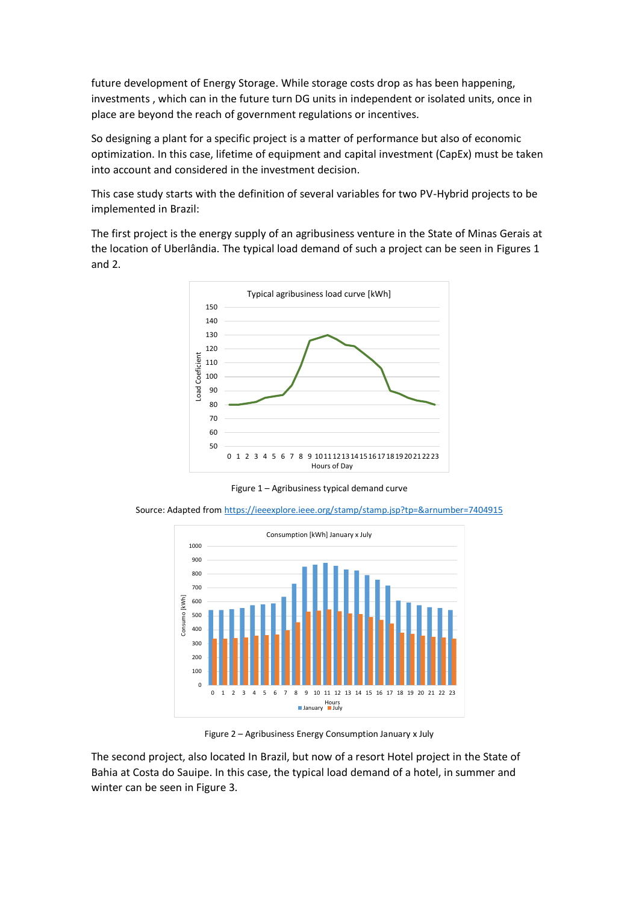future development of Energy Storage. While storage costs drop as has been happening, investments , which can in the future turn DG units in independent or isolated units, once in place are beyond the reach of government regulations or incentives.

So designing a plant for a specific project is a matter of performance but also of economic optimization. In this case, lifetime of equipment and capital investment (CapEx) must be taken into account and considered in the investment decision.

This case study starts with the definition of several variables for two PV-Hybrid projects to be implemented in Brazil:

The first project is the energy supply of an agribusiness venture in the State of Minas Gerais at the location of Uberlândia. The typical load demand of such a project can be seen in Figures 1 and 2.

Figure 1 – Agribusiness typical demand curve

Source: Adapted from https://ieeexplore.ieee.org/stamp/stamp.jsp?tp=&arnumber=7404915

Figure 2 – Agribusiness Energy Consumption January x July

The second project, also located In Brazil, but now of a resort Hotel project in the State of Bahia at Costa do Sauipe. In this case, the typical load demand of a hotel, in summer and winter can be seen in Figure 3.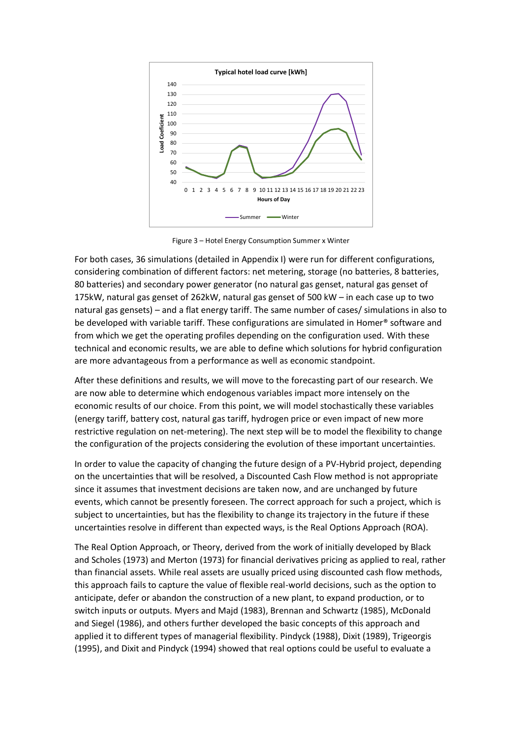Figure 3 – Hotel Energy Consumption Summer x Winter

For both cases, 36 simulations (detailed in Appendix I) were run for different configurations, considering combination of different factors: net metering, storage (no batteries, 8 batteries, 80 batteries) and secondary power generator (no natural gas genset, natural gas genset of 175kW, natural gas genset of 262kW, natural gas genset of 500 kW – in each case up to two natural gas gensets) – and a flat energy tariff. The same number of cases/ simulations in also to be developed with variable tariff. These configurations are simulated in Homer® software and from which we get the operating profiles depending on the configuration used. With these technical and economic results, we are able to define which solutions for hybrid configuration are more advantageous from a performance as well as economic standpoint.

After these definitions and results, we will move to the forecasting part of our research. We are now able to determine which endogenous variables impact more intensely on the economic results of our choice. From this point, we will model stochastically these variables (energy tariff, battery cost, natural gas tariff, hydrogen price or even impact of new more restrictive regulation on net-metering). The next step will be to model the flexibility to change the configuration of the projects considering the evolution of these important uncertainties.

In order to value the capacity of changing the future design of a PV-Hybrid project, depending on the uncertainties that will be resolved, a Discounted Cash Flow method is not appropriate since it assumes that investment decisions are taken now, and are unchanged by future events, which cannot be presently foreseen. The correct approach for such a project, which is subject to uncertainties, but has the flexibility to change its trajectory in the future if these uncertainties resolve in different than expected ways, is the Real Options Approach (ROA).

The Real Option Approach, or Theory, derived from the work of initially developed by Black and Scholes (1973) and Merton (1973) for financial derivatives pricing as applied to real, rather than financial assets. While real assets are usually priced using discounted cash flow methods, this approach fails to capture the value of flexible real-world decisions, such as the option to anticipate, defer or abandon the construction of a new plant, to expand production, or to switch inputs or outputs. Myers and Majd (1983), Brennan and Schwartz (1985), McDonald and Siegel (1986), and others further developed the basic concepts of this approach and applied it to different types of managerial flexibility. Pindyck (1988), Dixit (1989), Trigeorgis (1995), and Dixit and Pindyck (1994) showed that real options could be useful to evaluate a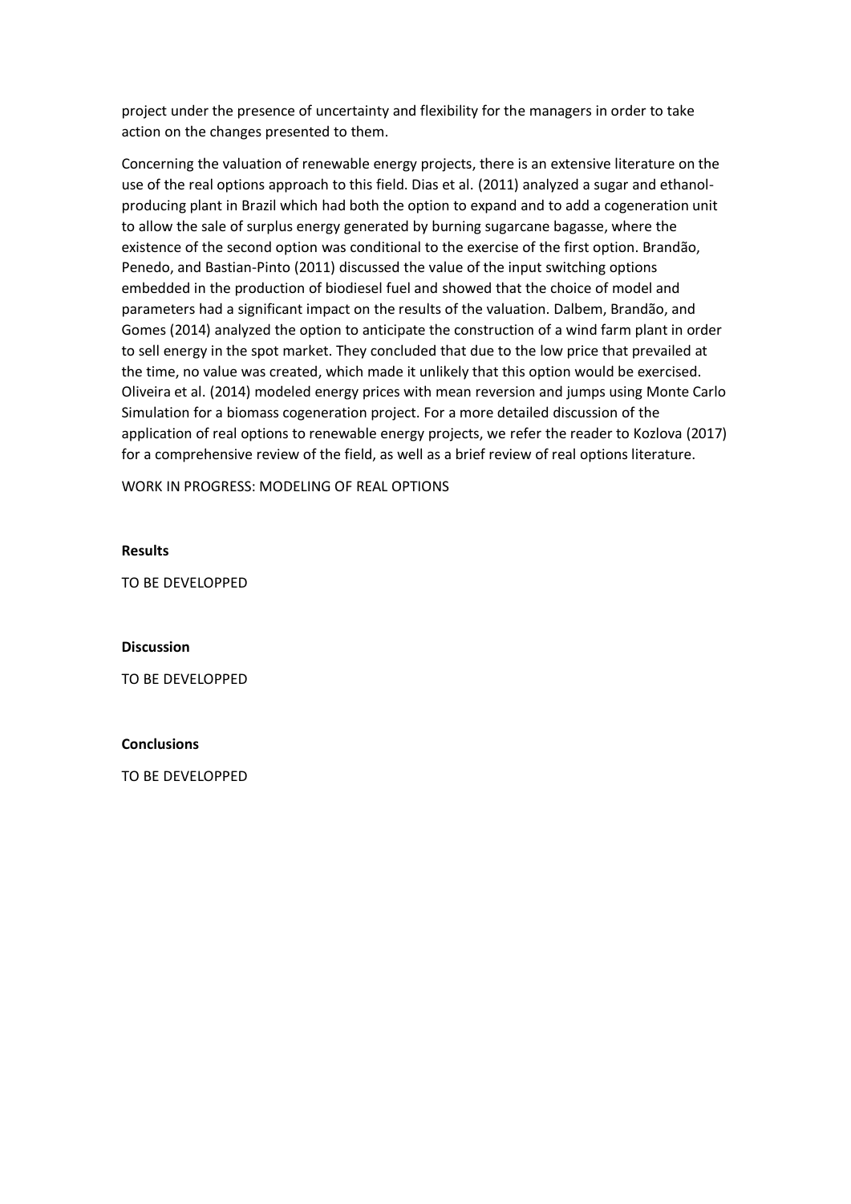project under the presence of uncertainty and flexibility for the managers in order to take action on the changes presented to them.

Concerning the valuation of renewable energy projects, there is an extensive literature on the use of the real options approach to this field. Dias et al. (2011) analyzed a sugar and ethanol-producing plant in Brazil which had both the option to expand and to add a cogeneration unit to allow the sale of surplus energy generated by burning sugarcane bagasse, where the existence of the second option was conditional to the exercise of the first option. Brandão, Penedo, and Bastian-Pinto (2011) discussed the value of the input switching options embedded in the production of biodiesel fuel and showed that the choice of model and parameters had a significant impact on the results of the valuation. Dalbem, Brandão, and Gomes (2014) analyzed the option to anticipate the construction of a wind farm plant in order to sell energy in the spot market. They concluded that due to the low price that prevailed at the time, no value was created, which made it unlikely that this option would be exercised. Oliveira et al. (2014) modeled energy prices with mean reversion and jumps using Monte Carlo Simulation for a biomass cogeneration project. For a more detailed discussion of the application of real options to renewable energy projects, we refer the reader to Kozlova (2017) for a comprehensive review of the field, as well as a brief review of real options literature.

WORK IN PROGRESS: MODELING OF REAL OPTIONS

**Results**

TO BE DEVELOPPED

**Discussion**

TO BE DEVELOPPED

**Conclusions**

TO BE DEVELOPPED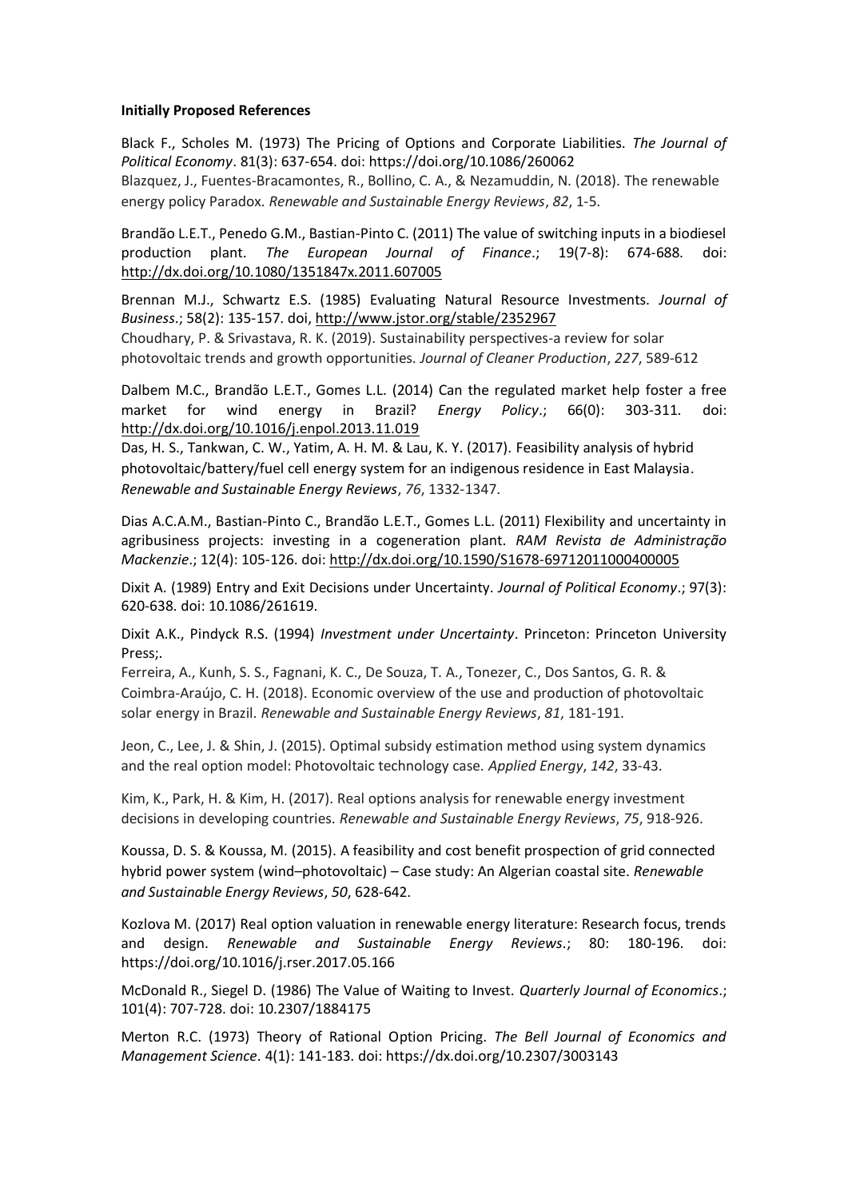**Initially Proposed References**

Black F., Scholes M. (1973) The Pricing of Options and Corporate Liabilities. *The Journal of Political Economy*. 81(3): 637-654. doi: https://doi.org/10.1086/260062

Blazquez, J., Fuentes-Bracamontes, R., Bollino, C. A., & Nezamuddin, N. (2018). The renewable energy policy Paradox. *Renewable and Sustainable Energy Reviews*, *82*, 1-5.

Brandão L.E.T., Penedo G.M., Bastian-Pinto C. (2011) The value of switching inputs in a biodiesel production plant. *The European Journal of Finance*.; 19(7-8): 674-688. doi: http://dx.doi.org/10.1080/1351847x.2011.607005

Brennan M.J., Schwartz E.S. (1985) Evaluating Natural Resource Investments. *Journal of Business*.; 58(2): 135-157. doi, http://www.jstor.org/stable/2352967

Choudhary, P. & Srivastava, R. K. (2019). Sustainability perspectives-a review for solar photovoltaic trends and growth opportunities. *Journal of Cleaner Production*, *227*, 589-612

Dalbem M.C., Brandão L.E.T., Gomes L.L. (2014) Can the regulated market help foster a free market for wind energy in Brazil? *Energy Policy*.; 66(0): 303-311. doi: http://dx.doi.org/10.1016/j.enpol.2013.11.019

Das, H. S., Tankwan, C. W., Yatim, A. H. M. & Lau, K. Y. (2017). Feasibility analysis of hybrid photovoltaic/battery/fuel cell energy system for an indigenous residence in East Malaysia. *Renewable and Sustainable Energy Reviews*, *76*, 1332-1347.

Dias A.C.A.M., Bastian-Pinto C., Brandão L.E.T., Gomes L.L. (2011) Flexibility and uncertainty in agribusiness projects: investing in a cogeneration plant. *RAM Revista de Administração Mackenzie*.; 12(4): 105-126. doi: http://dx.doi.org/10.1590/S1678-69712011000400005

Dixit A. (1989) Entry and Exit Decisions under Uncertainty. *Journal of Political Economy*.; 97(3): 620-638. doi: 10.1086/261619.

Dixit A.K., Pindyck R.S. (1994) *Investment under Uncertainty*. Princeton: Princeton University Press;.

Ferreira, A., Kunh, S. S., Fagnani, K. C., De Souza, T. A., Tonezer, C., Dos Santos, G. R. & Coimbra-Araújo, C. H. (2018). Economic overview of the use and production of photovoltaic solar energy in Brazil. *Renewable and Sustainable Energy Reviews*, *81*, 181-191.

Jeon, C., Lee, J. & Shin, J. (2015). Optimal subsidy estimation method using system dynamics and the real option model: Photovoltaic technology case. *Applied Energy*, *142*, 33-43.

Kim, K., Park, H. & Kim, H. (2017). Real options analysis for renewable energy investment decisions in developing countries. *Renewable and Sustainable Energy Reviews*, *75*, 918-926.

Koussa, D. S. & Koussa, M. (2015). A feasibility and cost benefit prospection of grid connected hybrid power system (wind–photovoltaic) – Case study: An Algerian coastal site. *Renewable and Sustainable Energy Reviews*, *50*, 628-642.

Kozlova M. (2017) Real option valuation in renewable energy literature: Research focus, trends and design. *Renewable and Sustainable Energy Reviews*.; 80: 180-196. doi: https://doi.org/10.1016/j.rser.2017.05.166

McDonald R., Siegel D. (1986) The Value of Waiting to Invest. *Quarterly Journal of Economics*.; 101(4): 707-728. doi: 10.2307/1884175

Merton R.C. (1973) Theory of Rational Option Pricing. *The Bell Journal of Economics and Management Science*. 4(1): 141-183. doi: https://dx.doi.org/10.2307/3003143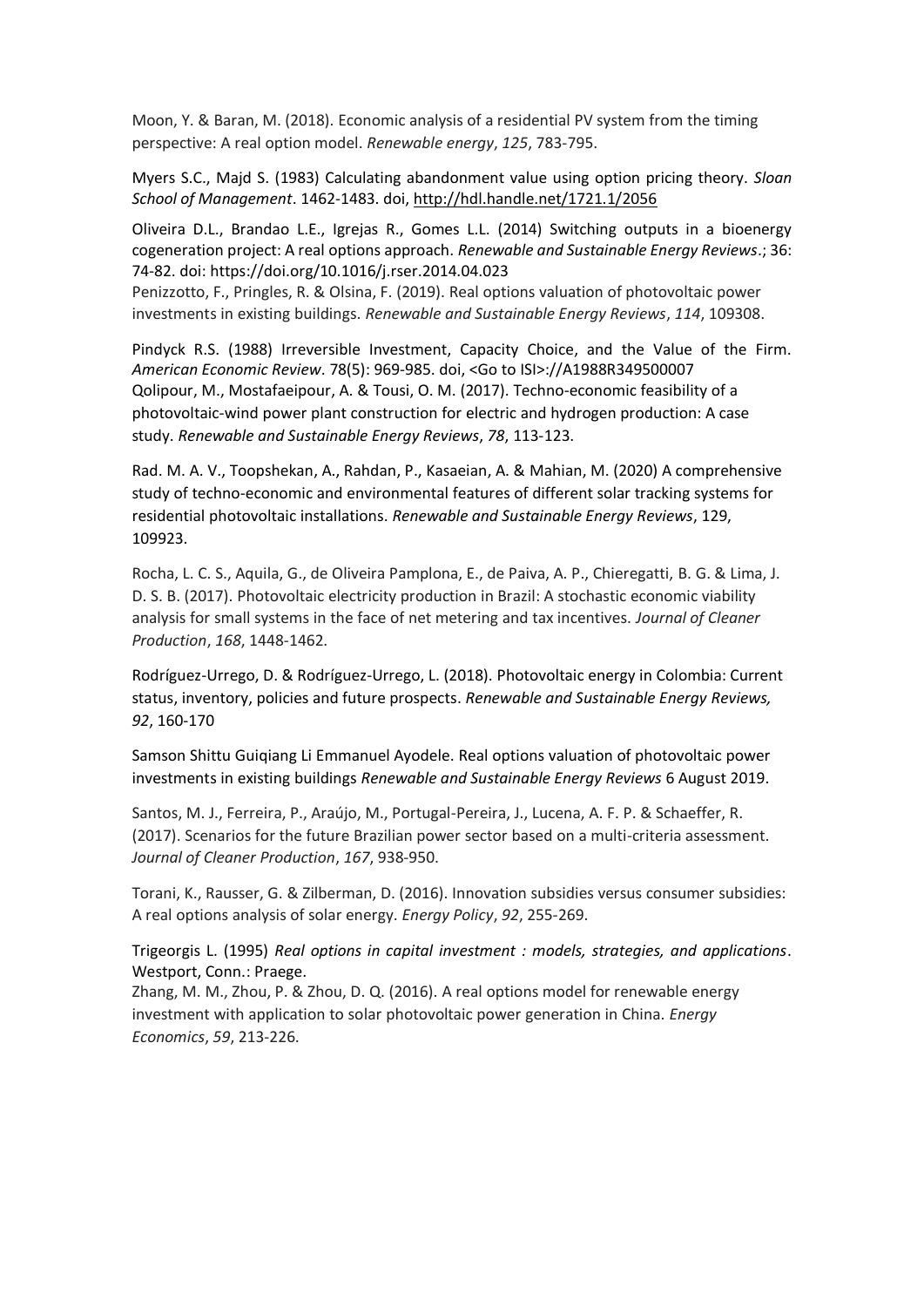Moon, Y. & Baran, M. (2018). Economic analysis of a residential PV system from the timing perspective: A real option model. *Renewable energy*, *125*, 783-795.

Myers S.C., Majd S. (1983) Calculating abandonment value using option pricing theory. *Sloan School of Management*. 1462-1483. doi, http://hdl.handle.net/1721.1/2056

Oliveira D.L., Brandao L.E., Igrejas R., Gomes L.L. (2014) Switching outputs in a bioenergy cogeneration project: A real options approach. *Renewable and Sustainable Energy Reviews*.; 36: 74-82. doi: https://doi.org/10.1016/j.rser.2014.04.023

Penizzotto, F., Pringles, R. & Olsina, F. (2019). Real options valuation of photovoltaic power investments in existing buildings. *Renewable and Sustainable Energy Reviews*, *114*, 109308.

Pindyck R.S. (1988) Irreversible Investment, Capacity Choice, and the Value of the Firm. *American Economic Review*. 78(5): 969-985. doi, <Go to ISI>://A1988R349500007

Qolipour, M., Mostafaeipour, A. & Tousi, O. M. (2017). Techno-economic feasibility of a photovoltaic-wind power plant construction for electric and hydrogen production: A case study. *Renewable and Sustainable Energy Reviews*, *78*, 113-123.

Rad. M. A. V., Toopshekan, A., Rahdan, P., Kasaeian, A. & Mahian, M. (2020) A comprehensive study of techno-economic and environmental features of different solar tracking systems for residential photovoltaic installations. *Renewable and Sustainable Energy Reviews*, 129, 109923.

Rocha, L. C. S., Aquila, G., de Oliveira Pamplona, E., de Paiva, A. P., Chieregatti, B. G. & Lima, J. D. S. B. (2017). Photovoltaic electricity production in Brazil: A stochastic economic viability analysis for small systems in the face of net metering and tax incentives. *Journal of Cleaner Production*, *168*, 1448-1462.

Rodríguez-Urrego, D. & Rodríguez-Urrego, L. (2018). Photovoltaic energy in Colombia: Current status, inventory, policies and future prospects. *Renewable and Sustainable Energy Reviews, 92*, 160-170

Samson Shittu Guiqiang Li Emmanuel Ayodele. Real options valuation of photovoltaic power investments in existing buildings *Renewable and Sustainable Energy Reviews* 6 August 2019.

Santos, M. J., Ferreira, P., Araújo, M., Portugal-Pereira, J., Lucena, A. F. P. & Schaeffer, R. (2017). Scenarios for the future Brazilian power sector based on a multi-criteria assessment. *Journal of Cleaner Production*, *167*, 938-950.

Torani, K., Rausser, G. & Zilberman, D. (2016). Innovation subsidies versus consumer subsidies: A real options analysis of solar energy. *Energy Policy*, *92*, 255-269.

Trigeorgis L. (1995) *Real options in capital investment : models, strategies, and applications*. Westport, Conn.: Praege.

Zhang, M. M., Zhou, P. & Zhou, D. Q. (2016). A real options model for renewable energy investment with application to solar photovoltaic power generation in China. *Energy Economics*, *59*, 213-226.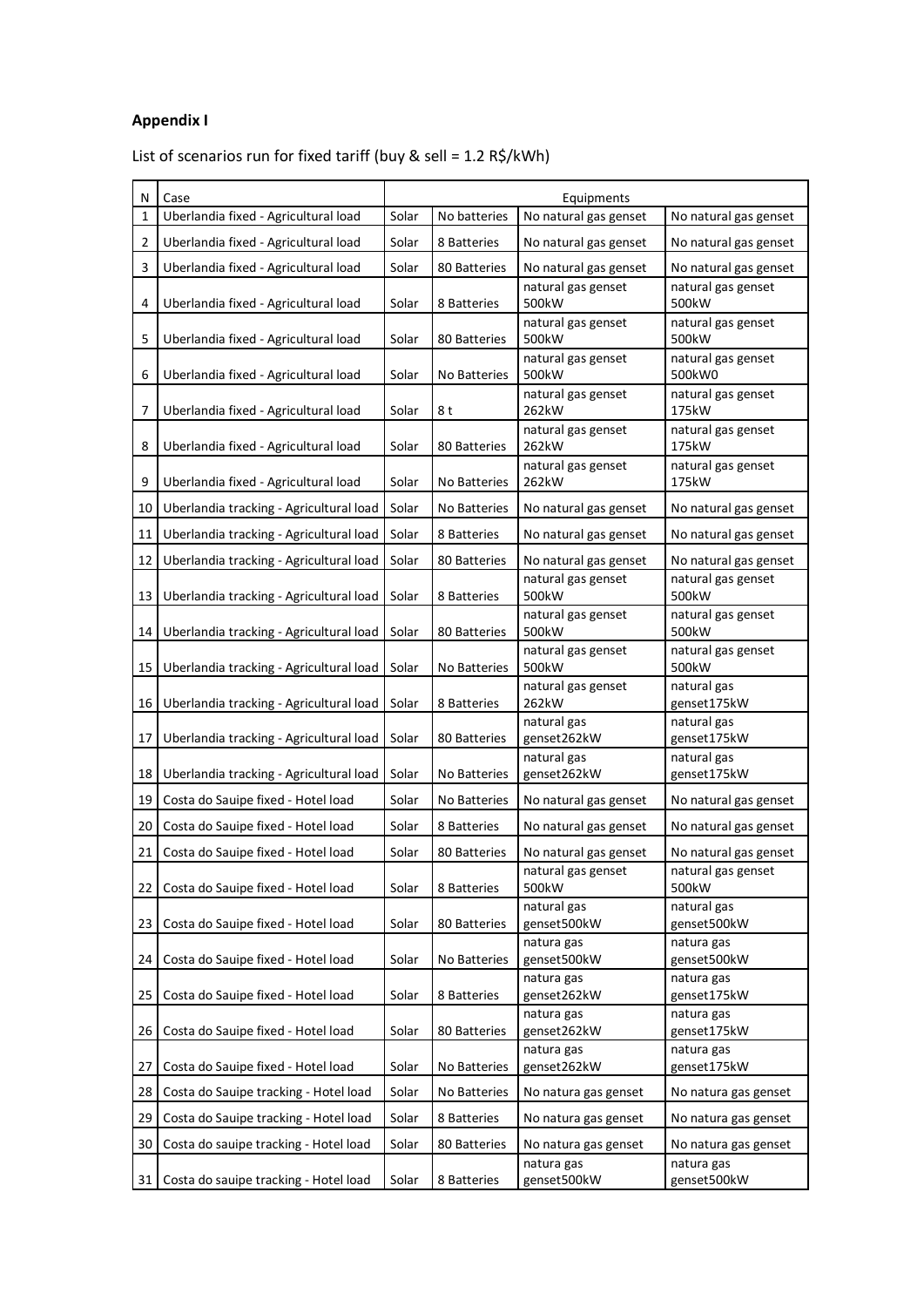## Appendix I

List of scenarios run for fixed tariff (buy & sell = 1.2 R$/kWh)

| N | Case | Equipments | | | |
|---|---|---|---|---|---|
| 1 | Uberlandia fixed - Agricultural load | Solar | No batteries | No natural gas genset | No natural gas genset |
| 2 | Uberlandia fixed - Agricultural load | Solar | 8 Batteries | No natural gas genset | No natural gas genset |
| 3 | Uberlandia fixed - Agricultural load | Solar | 80 Batteries | No natural gas genset | No natural gas genset |
| 4 | Uberlandia fixed - Agricultural load | Solar | 8 Batteries | natural gas genset 500kW | natural gas genset 500kW |
| 5 | Uberlandia fixed - Agricultural load | Solar | 80 Batteries | natural gas genset 500kW | natural gas genset 500kW |
| 6 | Uberlandia fixed - Agricultural load | Solar | No Batteries | natural gas genset 500kW | natural gas genset 500kW0 |
| 7 | Uberlandia fixed - Agricultural load | Solar | 8 t | natural gas genset 262kW | natural gas genset 175kW |
| 8 | Uberlandia fixed - Agricultural load | Solar | 80 Batteries | natural gas genset 262kW | natural gas genset 175kW |
| 9 | Uberlandia fixed - Agricultural load | Solar | No Batteries | natural gas genset 262kW | natural gas genset 175kW |
| 10 | Uberlandia tracking - Agricultural load | Solar | No Batteries | No natural gas genset | No natural gas genset |
| 11 | Uberlandia tracking - Agricultural load | Solar | 8 Batteries | No natural gas genset | No natural gas genset |
| 12 | Uberlandia tracking - Agricultural load | Solar | 80 Batteries | No natural gas genset | No natural gas genset |
| 13 | Uberlandia tracking - Agricultural load | Solar | 8 Batteries | natural gas genset 500kW | natural gas genset 500kW |
| 14 | Uberlandia tracking - Agricultural load | Solar | 80 Batteries | natural gas genset 500kW | natural gas genset 500kW |
| 15 | Uberlandia tracking - Agricultural load | Solar | No Batteries | natural gas genset 500kW | natural gas genset 500kW |
| 16 | Uberlandia tracking - Agricultural load | Solar | 8 Batteries | natural gas genset 262kW | natural gas genset175kW |
| 17 | Uberlandia tracking - Agricultural load | Solar | 80 Batteries | natural gas genset262kW | natural gas genset175kW |
| 18 | Uberlandia tracking - Agricultural load | Solar | No Batteries | natural gas genset262kW | natural gas genset175kW |
| 19 | Costa do Sauipe fixed - Hotel load | Solar | No Batteries | No natural gas genset | No natural gas genset |
| 20 | Costa do Sauipe fixed - Hotel load | Solar | 8 Batteries | No natural gas genset | No natural gas genset |
| 21 | Costa do Sauipe fixed - Hotel load | Solar | 80 Batteries | No natural gas genset | No natural gas genset |
| 22 | Costa do Sauipe fixed - Hotel load | Solar | 8 Batteries | natural gas genset 500kW | natural gas genset 500kW |
| 23 | Costa do Sauipe fixed - Hotel load | Solar | 80 Batteries | natural gas genset500kW | natural gas genset500kW |
| 24 | Costa do Sauipe fixed - Hotel load | Solar | No Batteries | natura gas genset500kW | natura gas genset500kW |
| 25 | Costa do Sauipe fixed - Hotel load | Solar | 8 Batteries | natura gas genset262kW | natura gas genset175kW |
| 26 | Costa do Sauipe fixed - Hotel load | Solar | 80 Batteries | natura gas genset262kW | natura gas genset175kW |
| 27 | Costa do Sauipe fixed - Hotel load | Solar | No Batteries | natura gas genset262kW | natura gas genset175kW |
| 28 | Costa do Sauipe tracking - Hotel load | Solar | No Batteries | No natura gas genset | No natura gas genset |
| 29 | Costa do Sauipe tracking - Hotel load | Solar | 8 Batteries | No natura gas genset | No natura gas genset |
| 30 | Costa do sauipe tracking - Hotel load | Solar | 80 Batteries | No natura gas genset | No natura gas genset |
| 31 | Costa do sauipe tracking - Hotel load | Solar | 8 Batteries | natura gas genset500kW | natura gas genset500kW |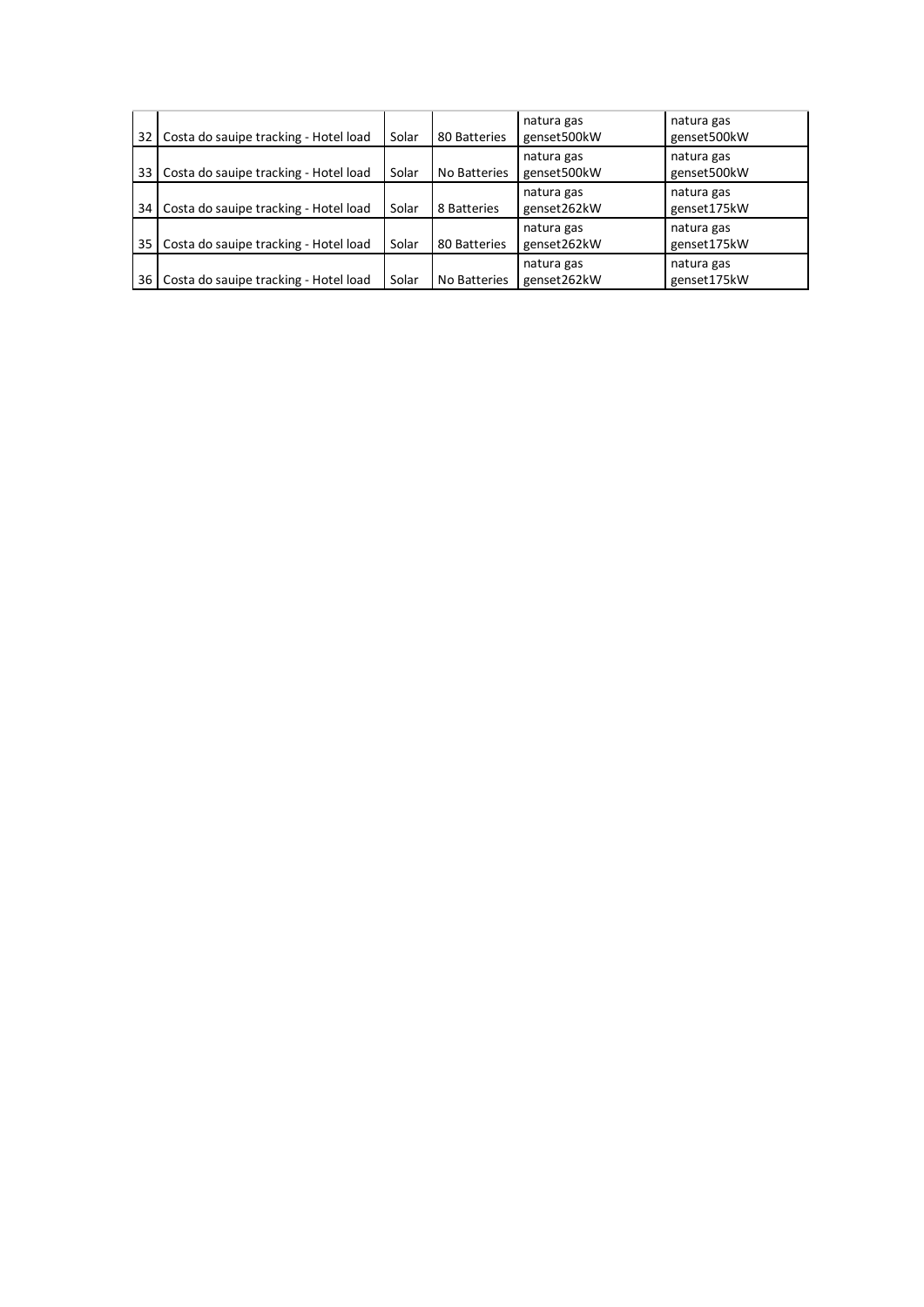| | | | | | |
|---|---|---|---|---|---|
| 32 | Costa do sauipe tracking - Hotel load | Solar | 80 Batteries | natura gas genset500kW | natura gas genset500kW |
| 33 | Costa do sauipe tracking - Hotel load | Solar | No Batteries | natura gas genset500kW | natura gas genset500kW |
| 34 | Costa do sauipe tracking - Hotel load | Solar | 8 Batteries | natura gas genset262kW | natura gas genset175kW |
| 35 | Costa do sauipe tracking - Hotel load | Solar | 80 Batteries | natura gas genset262kW | natura gas genset175kW |
| 36 | Costa do sauipe tracking - Hotel load | Solar | No Batteries | natura gas genset262kW | natura gas genset175kW |